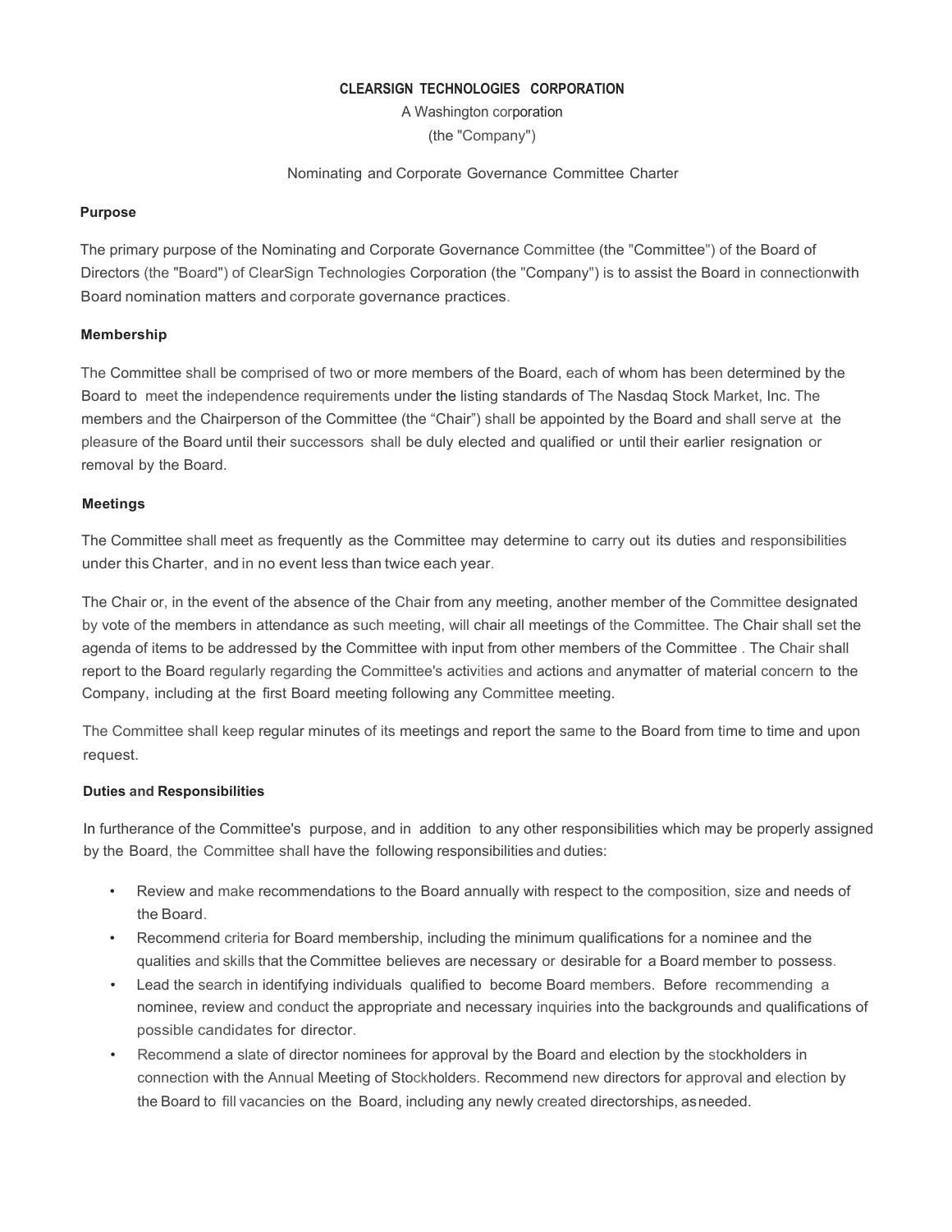**CLEARSIGN TECHNOLOGIES CORPORATION**

A Washington corporation

(the "Company")

Nominating and Corporate Governance Committee Charter

**Purpose**

The primary purpose of the Nominating and Corporate Governance Committee (the "Committee") of the Board of Directors (the "Board") of ClearSign Technologies Corporation (the "Company") is to assist the Board in connectionwith Board nomination matters and corporate governance practices.

**Membership**

The Committee shall be comprised of two or more members of the Board, each of whom has been determined by the Board to meet the independence requirements under the listing standards of The Nasdaq Stock Market, Inc. The members and the Chairperson of the Committee (the "Chair") shall be appointed by the Board and shall serve at the pleasure of the Board until their successors shall be duly elected and qualified or until their earlier resignation or removal by the Board.

**Meetings**

The Committee shall meet as frequently as the Committee may determine to carry out its duties and responsibilities under this Charter, and in no event less than twice each year.

The Chair or, in the event of the absence of the Chair from any meeting, another member of the Committee designated by vote of the members in attendance as such meeting, will chair all meetings of the Committee. The Chair shall set the agenda of items to be addressed by the Committee with input from other members of the Committee . The Chair shall report to the Board regularly regarding the Committee's activities and actions and anymatter of material concern to the Company, including at the first Board meeting following any Committee meeting.

The Committee shall keep regular minutes of its meetings and report the same to the Board from time to time and upon request.

**Duties and Responsibilities**

In furtherance of the Committee's purpose, and in addition to any other responsibilities which may be properly assigned by the Board, the Committee shall have the following responsibilities and duties:

- Review and make recommendations to the Board annually with respect to the composition, size and needs of the Board.
- Recommend criteria for Board membership, including the minimum qualifications for a nominee and the qualities and skills that the Committee believes are necessary or desirable for a Board member to possess.
- Lead the search in identifying individuals qualified to become Board members. Before recommending a nominee, review and conduct the appropriate and necessary inquiries into the backgrounds and qualifications of possible candidates for director.
- Recommend a slate of director nominees for approval by the Board and election by the stockholders in connection with the Annual Meeting of Stockholders. Recommend new directors for approval and election by the Board to fill vacancies on the Board, including any newly created directorships, asneeded.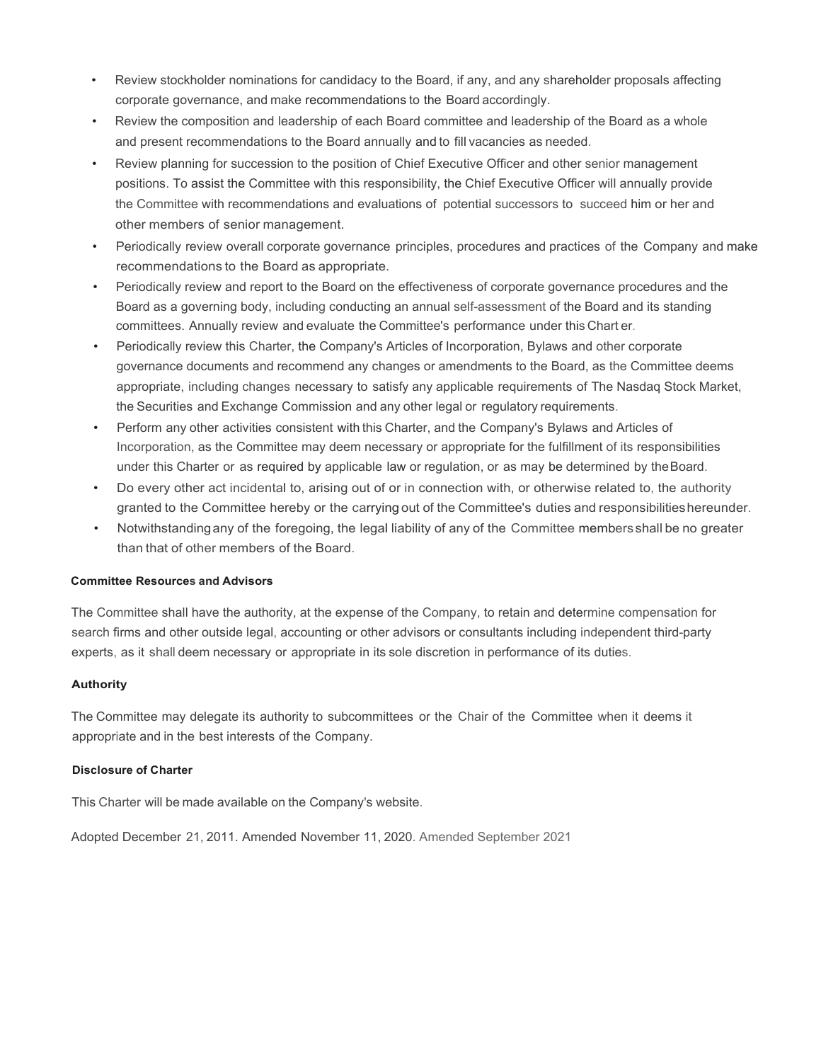- Review stockholder nominations for candidacy to the Board, if any, and any shareholder proposals affecting corporate governance, and make recommendations to the Board accordingly.
- Review the composition and leadership of each Board committee and leadership of the Board as a whole and present recommendations to the Board annually and to fill vacancies as needed.
- Review planning for succession to the position of Chief Executive Officer and other senior management positions. To assist the Committee with this responsibility, the Chief Executive Officer will annually provide the Committee with recommendations and evaluations of potential successors to succeed him or her and other members of senior management.
- Periodically review overall corporate governance principles, procedures and practices of the Company and make recommendations to the Board as appropriate.
- Periodically review and report to the Board on the effectiveness of corporate governance procedures and the Board as a governing body, including conducting an annual self-assessment of the Board and its standing committees. Annually review and evaluate the Committee's performance under this Chart er.
- Periodically review this Charter, the Company's Articles of Incorporation, Bylaws and other corporate governance documents and recommend any changes or amendments to the Board, as the Committee deems appropriate, including changes necessary to satisfy any applicable requirements of The Nasdaq Stock Market, the Securities and Exchange Commission and any other legal or regulatory requirements.
- Perform any other activities consistent with this Charter, and the Company's Bylaws and Articles of Incorporation, as the Committee may deem necessary or appropriate for the fulfillment of its responsibilities under this Charter or as required by applicable law or regulation, or as may be determined by the Board.
- Do every other act incidental to, arising out of or in connection with, or otherwise related to, the authority granted to the Committee hereby or the carrying out of the Committee's duties and responsibilities hereunder.
- Notwithstanding any of the foregoing, the legal liability of any of the Committee members shall be no greater than that of other members of the Board.

**Committee Resources and Advisors**

The Committee shall have the authority, at the expense of the Company, to retain and determine compensation for search firms and other outside legal, accounting or other advisors or consultants including independent third-party experts, as it shall deem necessary or appropriate in its sole discretion in performance of its duties.

**Authority**

The Committee may delegate its authority to subcommittees or the Chair of the Committee when it deems it appropriate and in the best interests of the Company.

**Disclosure of Charter**

This Charter will be made available on the Company's website.

Adopted December 21, 2011. Amended November 11, 2020. Amended September 2021